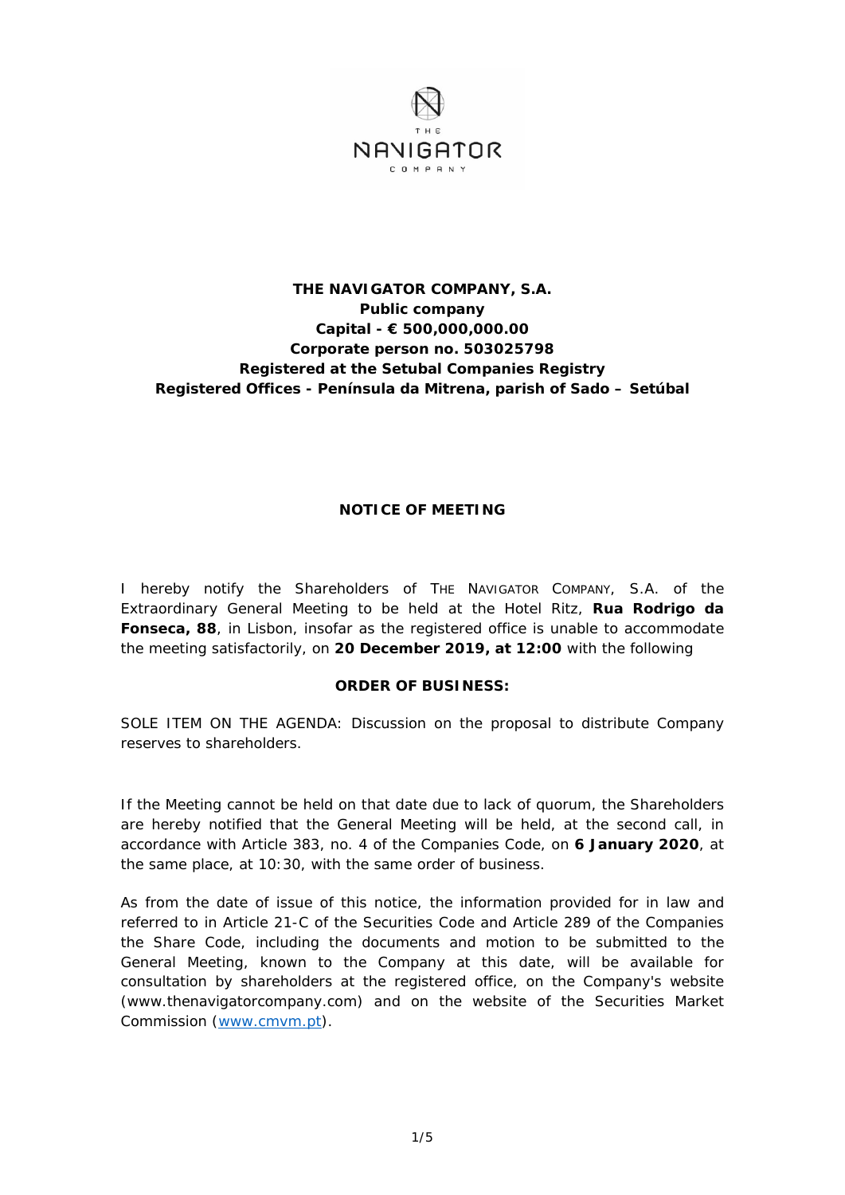**THE NAVIGATOR COMPANY, S.A.**
**Public company**
**Capital - € 500,000,000.00**
**Corporate person no. 503025798**
**Registered at the Setubal Companies Registry**
**Registered Offices - Península da Mitrena, parish of Sado – Setúbal**

# NOTICE OF MEETING

I hereby notify the Shareholders of THE NAVIGATOR COMPANY, S.A. of the Extraordinary General Meeting to be held at the Hotel Ritz, **Rua Rodrigo da Fonseca, 88**, in Lisbon, insofar as the registered office is unable to accommodate the meeting satisfactorily, on **20 December 2019, at 12:00** with the following

## ORDER OF BUSINESS:

SOLE ITEM ON THE AGENDA: Discussion on the proposal to distribute Company reserves to shareholders.

If the Meeting cannot be held on that date due to lack of quorum, the Shareholders are hereby notified that the General Meeting will be held, at the second call, in accordance with Article 383, no. 4 of the Companies Code, on **6 January 2020**, at the same place, at 10:30, with the same order of business.

As from the date of issue of this notice, the information provided for in law and referred to in Article 21-C of the Securities Code and Article 289 of the Companies the Share Code, including the documents and motion to be submitted to the General Meeting, known to the Company at this date, will be available for consultation by shareholders at the registered office, on the Company's website (www.thenavigatorcompany.com) and on the website of the Securities Market Commission (www.cmvm.pt).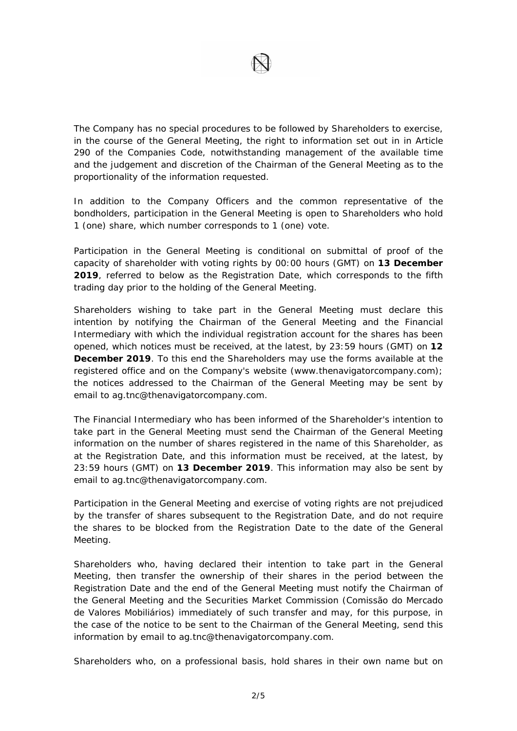The Company has no special procedures to be followed by Shareholders to exercise, in the course of the General Meeting, the right to information set out in in Article 290 of the Companies Code, notwithstanding management of the available time and the judgement and discretion of the Chairman of the General Meeting as to the proportionality of the information requested.

In addition to the Company Officers and the common representative of the bondholders, participation in the General Meeting is open to Shareholders who hold 1 (one) share, which number corresponds to 1 (one) vote.

Participation in the General Meeting is conditional on submittal of proof of the capacity of shareholder with voting rights by 00:00 hours (GMT) on **13 December 2019**, referred to below as the Registration Date, which corresponds to the fifth trading day prior to the holding of the General Meeting.

Shareholders wishing to take part in the General Meeting must declare this intention by notifying the Chairman of the General Meeting and the Financial Intermediary with which the individual registration account for the shares has been opened, which notices must be received, at the latest, by 23:59 hours (GMT) on **12 December 2019**. To this end the Shareholders may use the forms available at the registered office and on the Company's website (www.thenavigatorcompany.com); the notices addressed to the Chairman of the General Meeting may be sent by email to ag.tnc@thenavigatorcompany.com.

The Financial Intermediary who has been informed of the Shareholder's intention to take part in the General Meeting must send the Chairman of the General Meeting information on the number of shares registered in the name of this Shareholder, as at the Registration Date, and this information must be received, at the latest, by 23:59 hours (GMT) on **13 December 2019**. This information may also be sent by email to ag.tnc@thenavigatorcompany.com.

Participation in the General Meeting and exercise of voting rights are not prejudiced by the transfer of shares subsequent to the Registration Date, and do not require the shares to be blocked from the Registration Date to the date of the General Meeting.

Shareholders who, having declared their intention to take part in the General Meeting, then transfer the ownership of their shares in the period between the Registration Date and the end of the General Meeting must notify the Chairman of the General Meeting and the Securities Market Commission (Comissão do Mercado de Valores Mobiliários) immediately of such transfer and may, for this purpose, in the case of the notice to be sent to the Chairman of the General Meeting, send this information by email to ag.tnc@thenavigatorcompany.com.

Shareholders who, on a professional basis, hold shares in their own name but on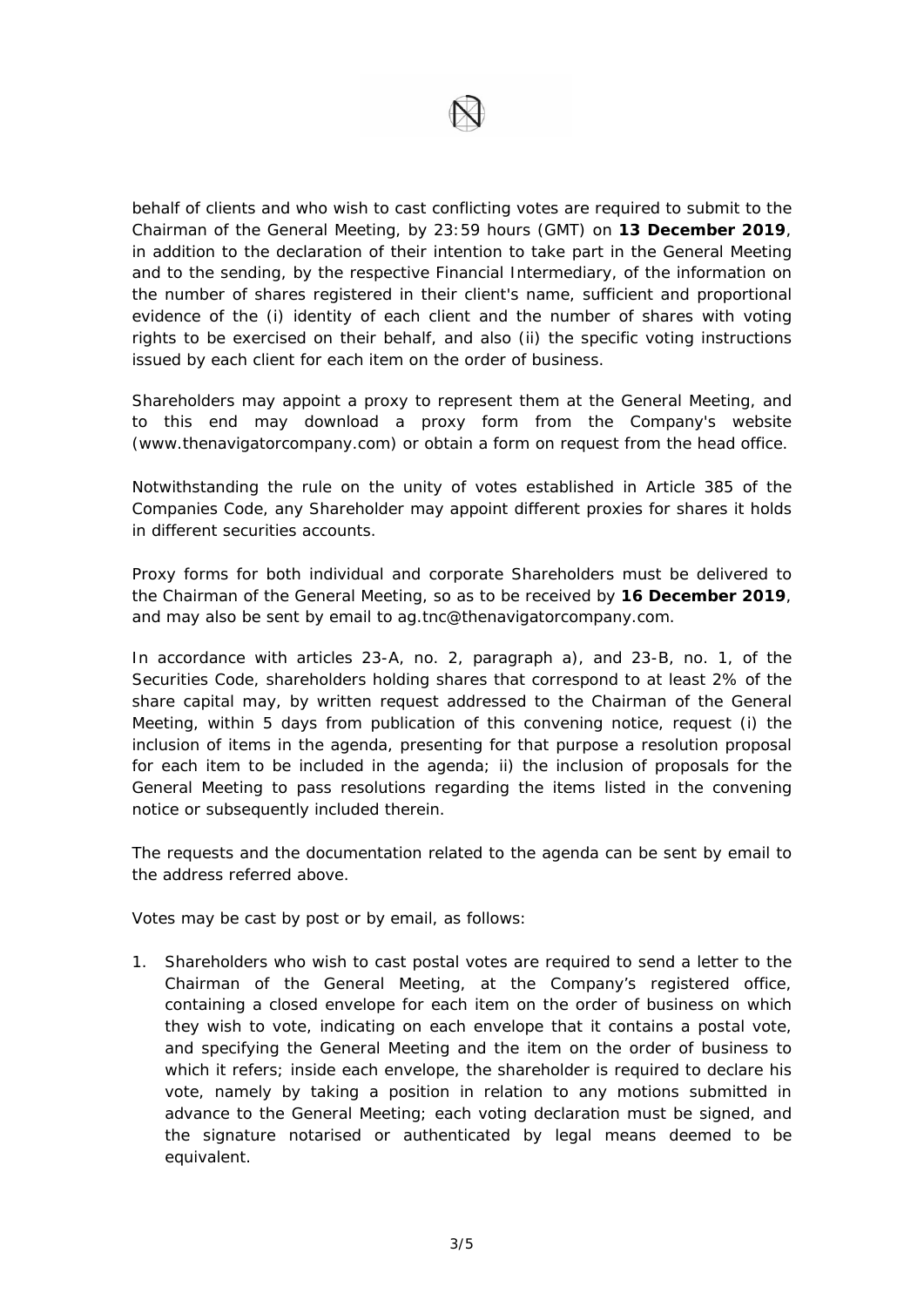behalf of clients and who wish to cast conflicting votes are required to submit to the Chairman of the General Meeting, by 23:59 hours (GMT) on **13 December 2019**, in addition to the declaration of their intention to take part in the General Meeting and to the sending, by the respective Financial Intermediary, of the information on the number of shares registered in their client's name, sufficient and proportional evidence of the (i) identity of each client and the number of shares with voting rights to be exercised on their behalf, and also (ii) the specific voting instructions issued by each client for each item on the order of business.

Shareholders may appoint a proxy to represent them at the General Meeting, and to this end may download a proxy form from the Company's website (www.thenavigatorcompany.com) or obtain a form on request from the head office.

Notwithstanding the rule on the unity of votes established in Article 385 of the Companies Code, any Shareholder may appoint different proxies for shares it holds in different securities accounts.

Proxy forms for both individual and corporate Shareholders must be delivered to the Chairman of the General Meeting, so as to be received by **16 December 2019**, and may also be sent by email to ag.tnc@thenavigatorcompany.com.

In accordance with articles 23-A, no. 2, paragraph a), and 23-B, no. 1, of the Securities Code, shareholders holding shares that correspond to at least 2% of the share capital may, by written request addressed to the Chairman of the General Meeting, within 5 days from publication of this convening notice, request (i) the inclusion of items in the agenda, presenting for that purpose a resolution proposal for each item to be included in the agenda; ii) the inclusion of proposals for the General Meeting to pass resolutions regarding the items listed in the convening notice or subsequently included therein.

The requests and the documentation related to the agenda can be sent by email to the address referred above.

Votes may be cast by post or by email, as follows:

1. Shareholders who wish to cast postal votes are required to send a letter to the Chairman of the General Meeting, at the Company's registered office, containing a closed envelope for each item on the order of business on which they wish to vote, indicating on each envelope that it contains a postal vote, and specifying the General Meeting and the item on the order of business to which it refers; inside each envelope, the shareholder is required to declare his vote, namely by taking a position in relation to any motions submitted in advance to the General Meeting; each voting declaration must be signed, and the signature notarised or authenticated by legal means deemed to be equivalent.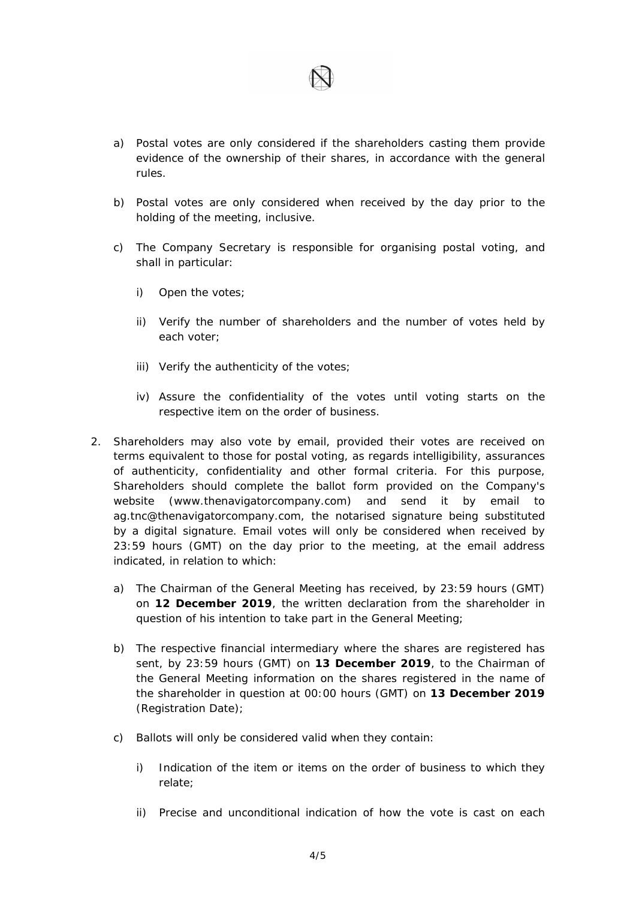a) Postal votes are only considered if the shareholders casting them provide evidence of the ownership of their shares, in accordance with the general rules.

b) Postal votes are only considered when received by the day prior to the holding of the meeting, inclusive.

c) The Company Secretary is responsible for organising postal voting, and shall in particular:

   i) Open the votes;

   ii) Verify the number of shareholders and the number of votes held by each voter;

   iii) Verify the authenticity of the votes;

   iv) Assure the confidentiality of the votes until voting starts on the respective item on the order of business.

2. Shareholders may also vote by email, provided their votes are received on terms equivalent to those for postal voting, as regards intelligibility, assurances of authenticity, confidentiality and other formal criteria. For this purpose, Shareholders should complete the ballot form provided on the Company's website (www.thenavigatorcompany.com) and send it by email to ag.tnc@thenavigatorcompany.com, the notarised signature being substituted by a digital signature. Email votes will only be considered when received by 23:59 hours (GMT) on the day prior to the meeting, at the email address indicated, in relation to which:

   a) The Chairman of the General Meeting has received, by 23:59 hours (GMT) on **12 December 2019**, the written declaration from the shareholder in question of his intention to take part in the General Meeting;

   b) The respective financial intermediary where the shares are registered has sent, by 23:59 hours (GMT) on **13 December 2019**, to the Chairman of the General Meeting information on the shares registered in the name of the shareholder in question at 00:00 hours (GMT) on **13 December 2019** (Registration Date);

   c) Ballots will only be considered valid when they contain:

      i) Indication of the item or items on the order of business to which they relate;

      ii) Precise and unconditional indication of how the vote is cast on each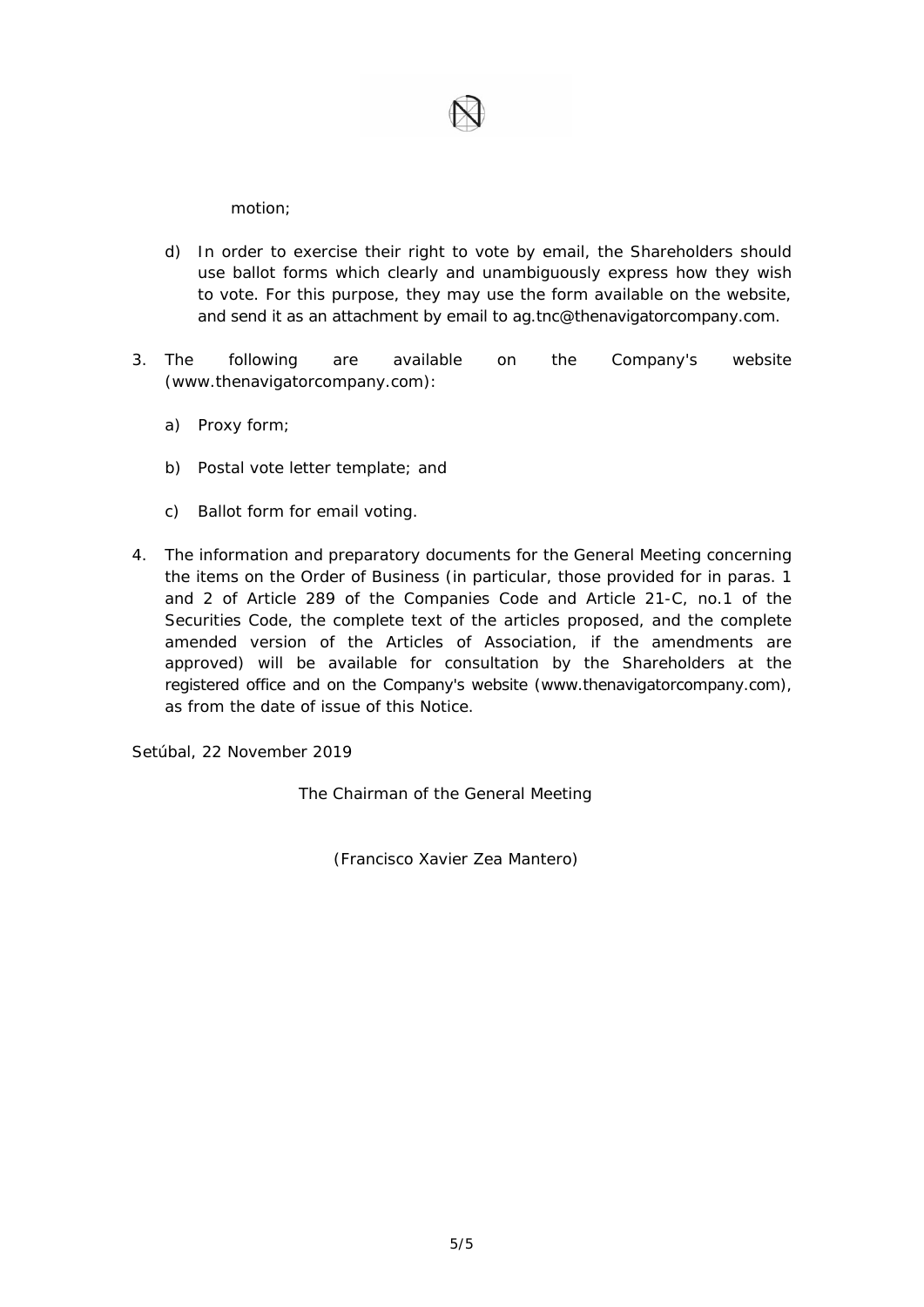motion;

d) In order to exercise their right to vote by email, the Shareholders should use ballot forms which clearly and unambiguously express how they wish to vote. For this purpose, they may use the form available on the website, and send it as an attachment by email to ag.tnc@thenavigatorcompany.com.

3. The following are available on the Company's website (www.thenavigatorcompany.com):

   a) Proxy form;

   b) Postal vote letter template; and

   c) Ballot form for email voting.

4. The information and preparatory documents for the General Meeting concerning the items on the Order of Business (in particular, those provided for in paras. 1 and 2 of Article 289 of the Companies Code and Article 21-C, no.1 of the Securities Code, the complete text of the articles proposed, and the complete amended version of the Articles of Association, if the amendments are approved) will be available for consultation by the Shareholders at the registered office and on the Company's website (www.thenavigatorcompany.com), as from the date of issue of this Notice.

Setúbal, 22 November 2019

The Chairman of the General Meeting

(Francisco Xavier Zea Mantero)